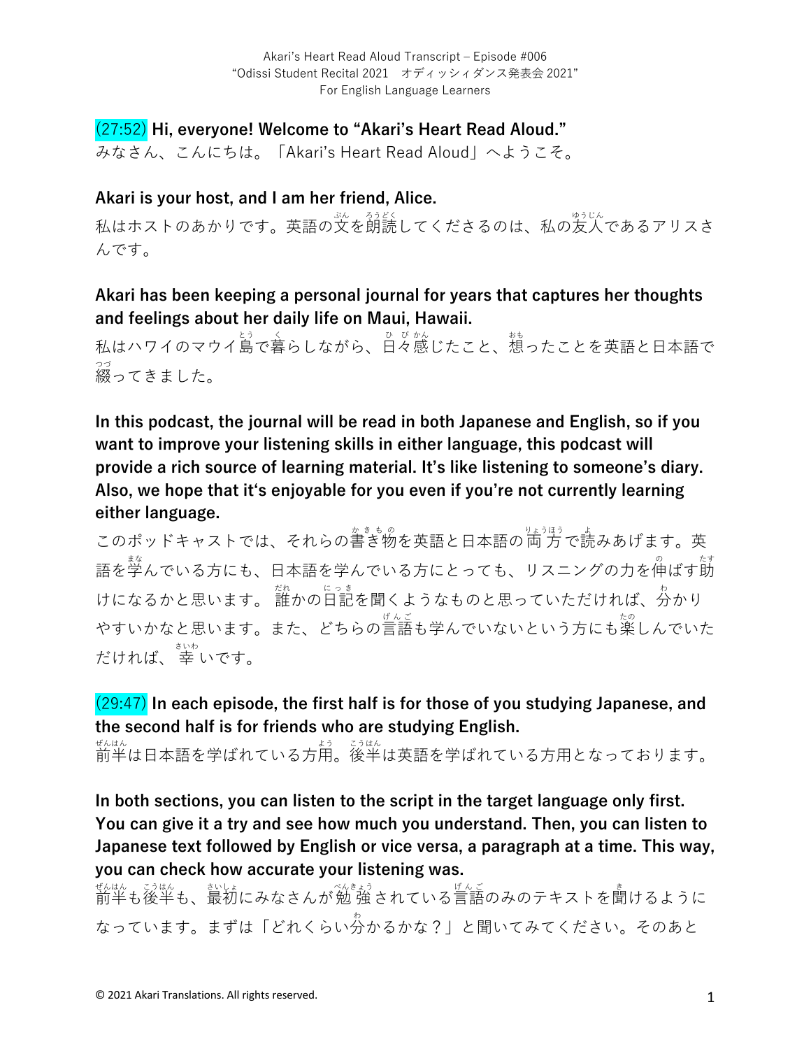(27:52) **Hi, everyone! Welcome to "Akari's Heart Read Aloud."**

みなさん、こんにちは。「Akari's Heart Read Aloud」へようこそ。

**Akari is your host, and I am her friend, Alice.**

私はホストのあかりです。英語の文を朗読してくださるのは、私の友人であるアリスさんです。

**Akari has been keeping a personal journal for years that captures her thoughts and feelings about her daily life on Maui, Hawaii.**

私はハワイのマウイ島で暮らしながら、日々感じたこと、想ったことを英語と日本語で綴ってきました。

**In this podcast, the journal will be read in both Japanese and English, so if you want to improve your listening skills in either language, this podcast will provide a rich source of learning material. It's like listening to someone's diary. Also, we hope that it's enjoyable for you even if you're not currently learning either language.**

このポッドキャストでは、それらの書き物を英語と日本語の両方で読みあげます。英語を学んでいる方にも、日本語を学んでいる方にとっても、リスニングの力を伸ばす助けになるかと思います。誰かの日記を聞くようなものと思っていただければ、分かりやすいかなと思います。また、どちらの言語も学んでいないという方にも楽しんでいただければ、幸いです。

(29:47) **In each episode, the first half is for those of you studying Japanese, and the second half is for friends who are studying English.**

前半は日本語を学ばれている方用。後半は英語を学ばれている方用となっております。

**In both sections, you can listen to the script in the target language only first. You can give it a try and see how much you understand. Then, you can listen to Japanese text followed by English or vice versa, a paragraph at a time. This way, you can check how accurate your listening was.**

前半も後半も、最初にみなさんが勉強されている言語のみのテキストを聞けるようになっています。まずは「どれくらい分かるかな？」と聞いてみてください。そのあと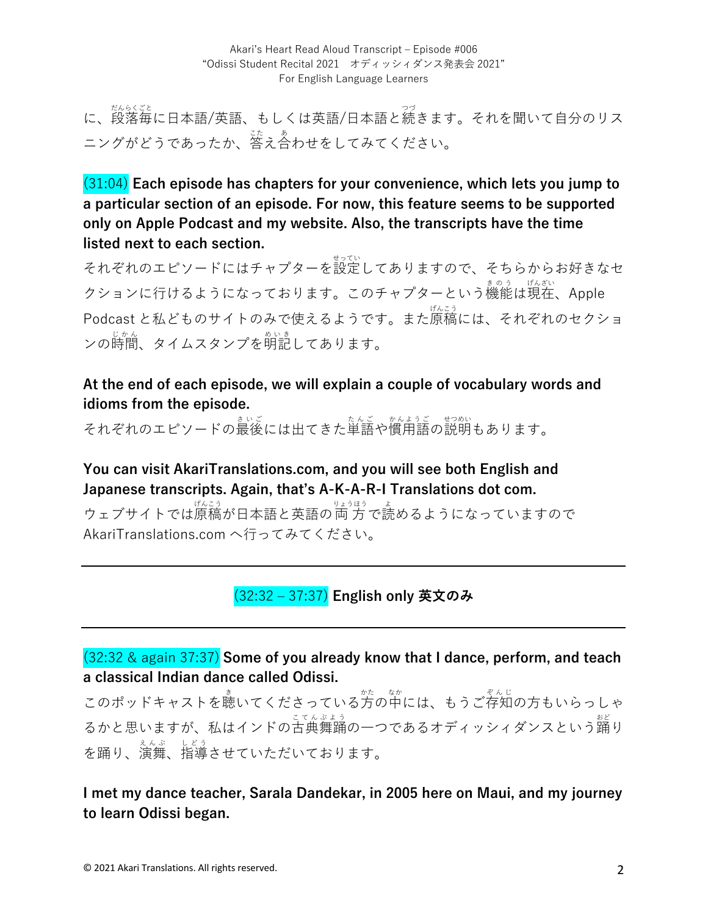に、段落毎に日本語/英語、もしくは英語/日本語と続きます。それを聞いて自分のリスニングがどうであったか、答え合わせをしてみてください。

**(31:04) Each episode has chapters for your convenience, which lets you jump to a particular section of an episode. For now, this feature seems to be supported only on Apple Podcast and my website. Also, the transcripts have the time listed next to each section.**

それぞれのエピソードにはチャプターを設定してありますので、そちらからお好きなセクションに行けるようになっております。このチャプターという機能は現在、Apple Podcast と私どものサイトのみで使えるようです。また原稿には、それぞれのセクションの時間、タイムスタンプを明記してあります。

**At the end of each episode, we will explain a couple of vocabulary words and idioms from the episode.**

それぞれのエピソードの最後には出てきた単語や慣用語の説明もあります。

**You can visit AkariTranslations.com, and you will see both English and Japanese transcripts. Again, that's A-K-A-R-I Translations dot com.**

ウェブサイトでは原稿が日本語と英語の両方で読めるようになっていますので AkariTranslations.com へ行ってみてください。

---

## (32:32 – 37:37) English only 英文のみ

---

**(32:32 & again 37:37) Some of you already know that I dance, perform, and teach a classical Indian dance called Odissi.**

このポッドキャストを聴いてくださっている方の中には、もうご存知の方もいらっしゃるかと思いますが、私はインドの古典舞踊の一つであるオディッシィダンスという踊りを踊り、演舞、指導させていただいております。

**I met my dance teacher, Sarala Dandekar, in 2005 here on Maui, and my journey to learn Odissi began.**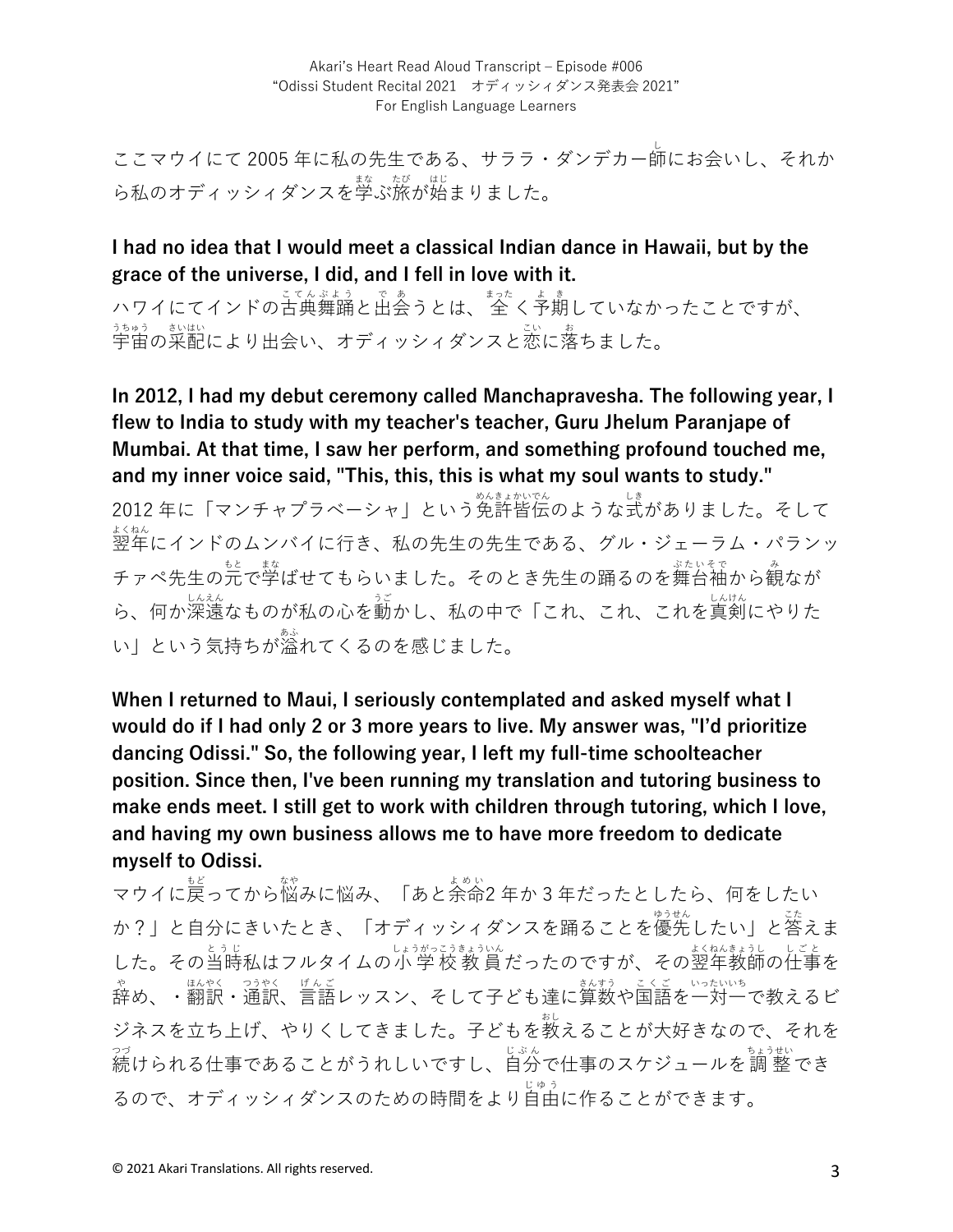ここマウイにて 2005 年に私の先生である、サララ・ダンデカー師にお会いし、それから私のオディッシィダンスを学ぶ旅が始まりました。

**I had no idea that I would meet a classical Indian dance in Hawaii, but by the grace of the universe, I did, and I fell in love with it.**

ハワイにてインドの古典舞踊と出会うとは、全く予期していなかったことですが、宇宙の采配により出会い、オディッシィダンスと恋に落ちました。

**In 2012, I had my debut ceremony called Manchapravesha. The following year, I flew to India to study with my teacher's teacher, Guru Jhelum Paranjape of Mumbai. At that time, I saw her perform, and something profound touched me, and my inner voice said, "This, this, this is what my soul wants to study."**

2012 年に「マンチャプラベーシャ」という免許皆伝のような式がありました。そして翌年にインドのムンバイに行き、私の先生の先生である、グル・ジェーラム・パランッチァペ先生の元で学ばせてもらいました。そのとき先生の踊るのを舞台袖から観ながら、何か深遠なものが私の心を動かし、私の中で「これ、これ、これを真剣にやりたい」という気持ちが溢れてくるのを感じました。

**When I returned to Maui, I seriously contemplated and asked myself what I would do if I had only 2 or 3 more years to live. My answer was, "I'd prioritize dancing Odissi." So, the following year, I left my full-time schoolteacher position. Since then, I've been running my translation and tutoring business to make ends meet. I still get to work with children through tutoring, which I love, and having my own business allows me to have more freedom to dedicate myself to Odissi.**

マウイに戻ってから悩みに悩み、「あと余命2 年か 3 年だったとしたら、何をしたいか？」と自分にきいたとき、「オディッシィダンスを踊ることを優先したい」と答えました。その当時私はフルタイムの小学校教員だったのですが、その翌年教師の仕事を辞め、・翻訳・通訳、言語レッスン、そして子ども達に算数や国語を一対一で教えるビジネスを立ち上げ、やりくしてきました。子どもを教えることが大好きなので、それを続けられる仕事であることがうれしいですし、自分で仕事のスケジュールを調整できるので、オディッシィダンスのための時間をより自由に作ることができます。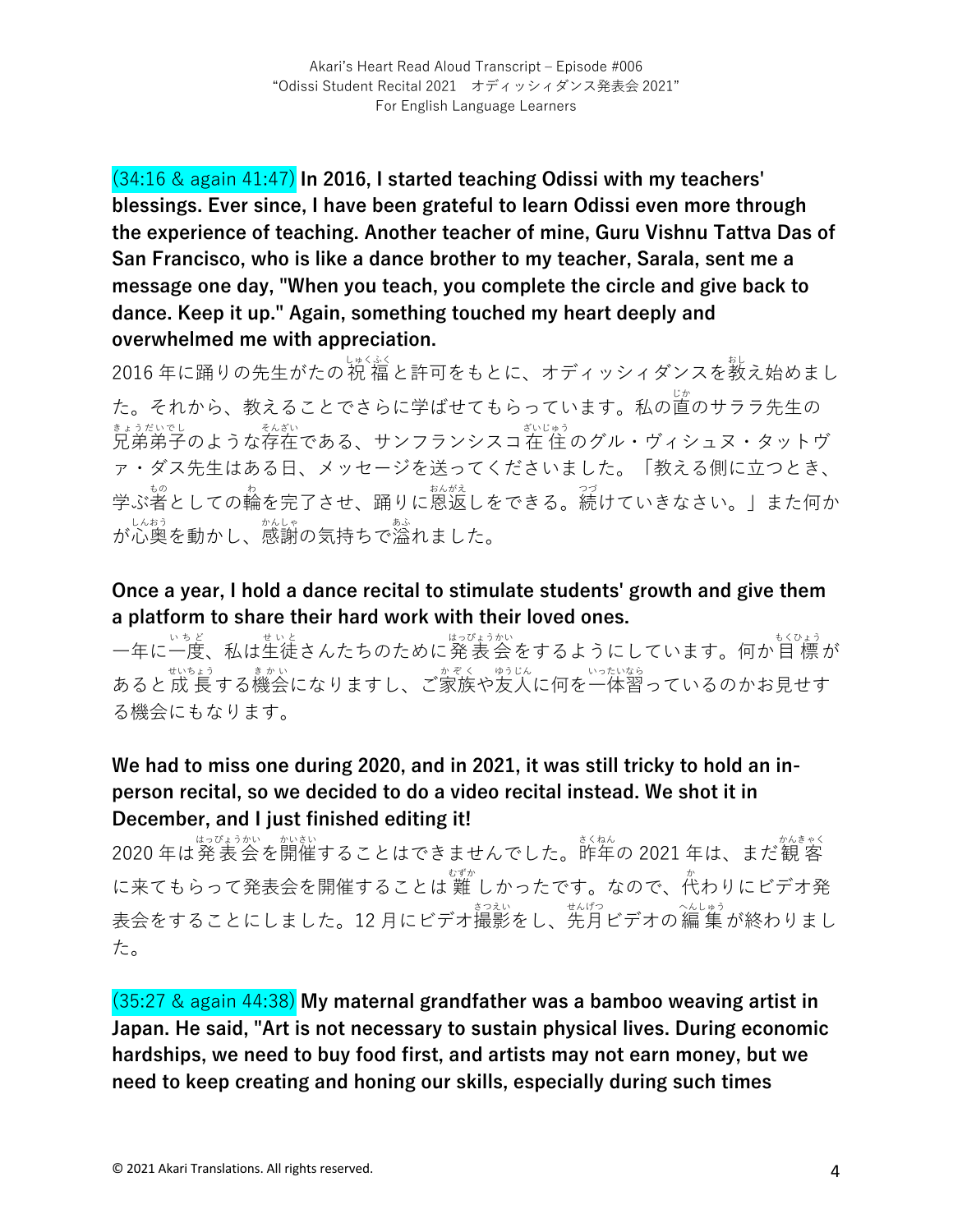(34:16 & again 41:47) **In 2016, I started teaching Odissi with my teachers' blessings. Ever since, I have been grateful to learn Odissi even more through the experience of teaching. Another teacher of mine, Guru Vishnu Tattva Das of San Francisco, who is like a dance brother to my teacher, Sarala, sent me a message one day, "When you teach, you complete the circle and give back to dance. Keep it up." Again, something touched my heart deeply and overwhelmed me with appreciation.**

2016 年に踊りの先生がたの祝福と許可をもとに、オディッシィダンスを教え始めました。それから、教えることでさらに学ばせてもらっています。私の直のサララ先生の兄弟弟子のような存在である、サンフランシスコ在住のグル・ヴィシュヌ・タットヴァ・ダス先生はある日、メッセージを送ってくださいました。「教える側に立つとき、学ぶ者としての輪を完了させ、踊りに恩返しをできる。続けていきなさい。」また何かが心奥を動かし、感謝の気持ちで溢れました。

**Once a year, I hold a dance recital to stimulate students' growth and give them a platform to share their hard work with their loved ones.**

一年に一度、私は生徒さんたちのために発表会をするようにしています。何か目標があると成長する機会になりますし、ご家族や友人に何を一体習っているのかお見せする機会にもなります。

**We had to miss one during 2020, and in 2021, it was still tricky to hold an in-person recital, so we decided to do a video recital instead. We shot it in December, and I just finished editing it!**

2020 年は発表会を開催することはできませんでした。昨年の 2021 年は、まだ観客に来てもらって発表会を開催することは難しかったです。なので、代わりにビデオ発表会をすることにしました。12 月にビデオ撮影をし、先月ビデオの編集が終わりました。

(35:27 & again 44:38) **My maternal grandfather was a bamboo weaving artist in Japan. He said, "Art is not necessary to sustain physical lives. During economic hardships, we need to buy food first, and artists may not earn money, but we need to keep creating and honing our skills, especially during such times**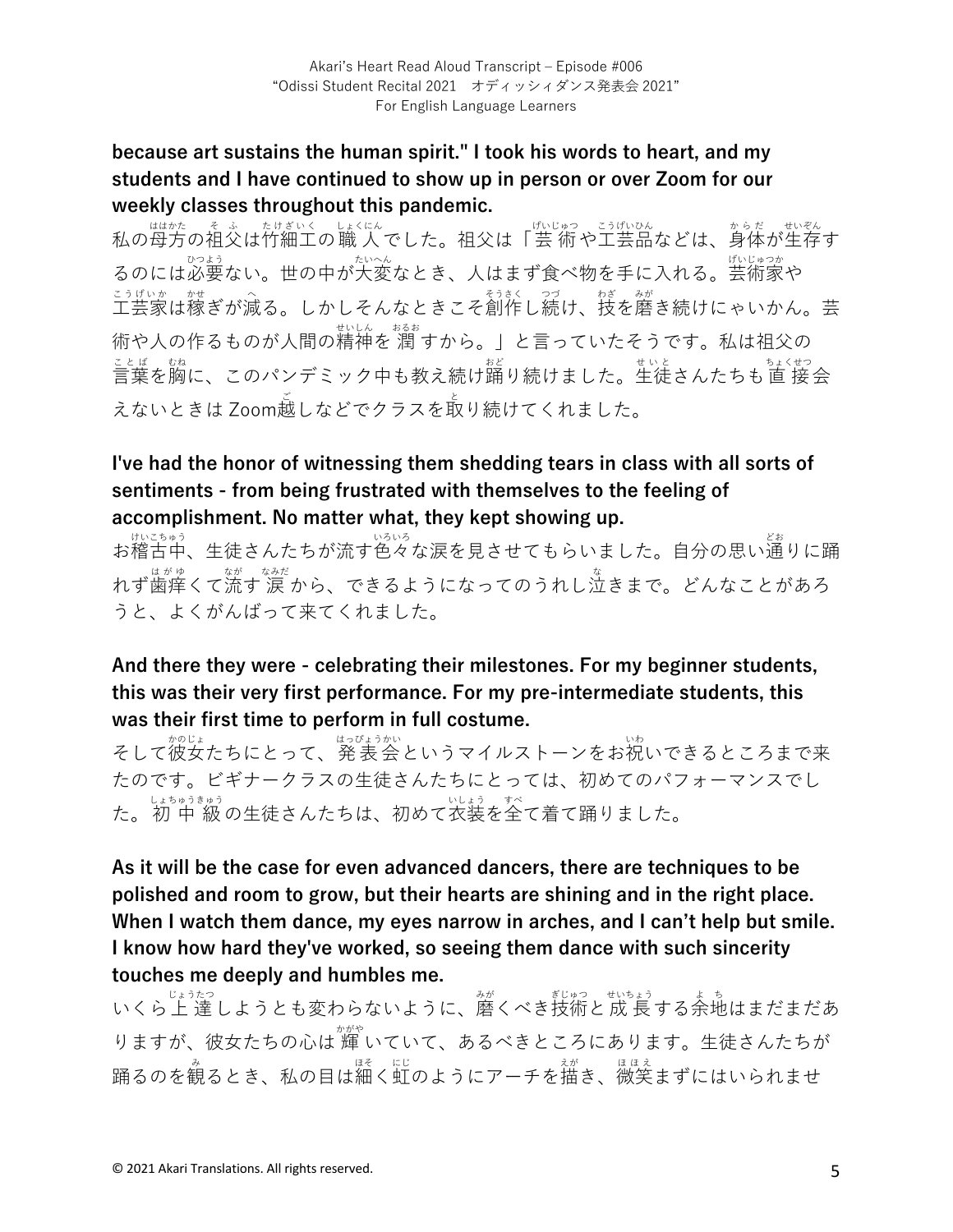**because art sustains the human spirit." I took his words to heart, and my students and I have continued to show up in person or over Zoom for our weekly classes throughout this pandemic.**

私の母方の祖父は竹細工の職人でした。祖父は「芸術や工芸品などは、身体が生存するのには必要ない。世の中が大変なとき、人はまず食べ物を手に入れる。芸術家や工芸家は稼ぎが減る。しかしそんなときこそ創作し続け、技を磨き続けにゃいかん。芸術や人の作るものが人間の精神を潤すから。」と言っていたそうです。私は祖父の言葉を胸に、このパンデミック中も教え続け踊り続けました。生徒さんたちも直接会えないときは Zoom越しなどでクラスを取り続けてくれました。

**I've had the honor of witnessing them shedding tears in class with all sorts of sentiments - from being frustrated with themselves to the feeling of accomplishment. No matter what, they kept showing up.**

お稽古中、生徒さんたちが流す色々な涙を見させてもらいました。自分の思い通りに踊れず歯痒くて流す涙から、できるようになってのうれし泣きまで。どんなことがあろうと、よくがんばって来てくれました。

**And there they were - celebrating their milestones. For my beginner students, this was their very first performance. For my pre-intermediate students, this was their first time to perform in full costume.**

そして彼女たちにとって、発表会というマイルストーンをお祝いできるところまで来たのです。ビギナークラスの生徒さんたちにとっては、初めてのパフォーマンスでした。初中級の生徒さんたちは、初めて衣装を全て着て踊りました。

**As it will be the case for even advanced dancers, there are techniques to be polished and room to grow, but their hearts are shining and in the right place. When I watch them dance, my eyes narrow in arches, and I can't help but smile. I know how hard they've worked, so seeing them dance with such sincerity touches me deeply and humbles me.**

いくら上達しようとも変わらないように、磨くべき技術と成長する余地はまだまだありますが、彼女たちの心は輝いていて、あるべきところにあります。生徒さんたちが踊るのを観るとき、私の目は細く虹のようにアーチを描き、微笑まずにはいられませ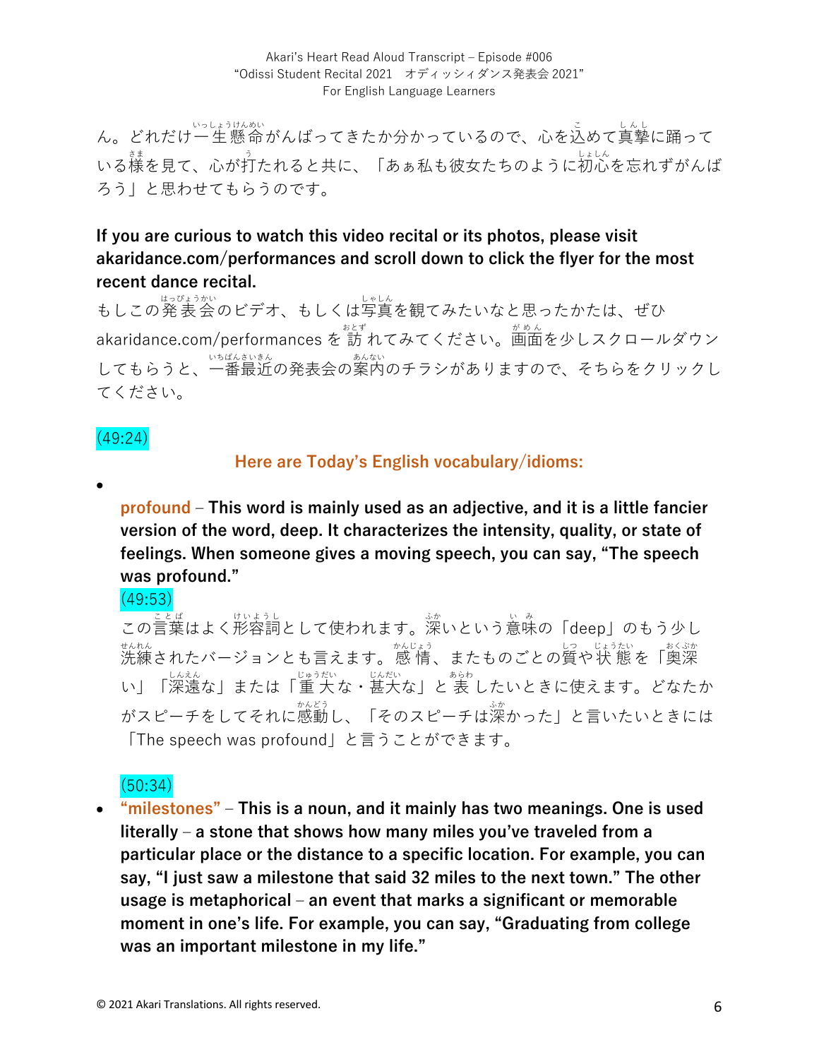ん。どれだけ一生懸命がんばってきたか分かっているので、心を込めて真摯に踊っている様を見て、心が打たれると共に、「あぁ私も彼女たちのように初心を忘れずがんばろう」と思わせてもらうのです。

**If you are curious to watch this video recital or its photos, please visit akaridance.com/performances and scroll down to click the flyer for the most recent dance recital.**

もしこの発表会のビデオ、もしくは写真を観てみたいなと思ったかたは、ぜひ akaridance.com/performances を訪れてみてください。画面を少しスクロールダウンしてもらうと、一番最近の発表会の案内のチラシがありますので、そちらをクリックしてください。

(49:24)

**Here are Today's English vocabulary/idioms:**

- **profound** – **This word is mainly used as an adjective, and it is a little fancier version of the word, deep. It characterizes the intensity, quality, or state of feelings. When someone gives a moving speech, you can say, "The speech was profound."**

  (49:53)

  この言葉はよく形容詞として使われます。深いという意味の「deep」のもう少し洗練されたバージョンとも言えます。感情、またものごとの質や状態を「奥深い」「深遠な」または「重大な・甚大な」と表したいときに使えます。どなたかがスピーチをしてそれに感動し、「そのスピーチは深かった」と言いたいときには「The speech was profound」と言うことができます。

  (50:34)

- **"milestones"** – **This is a noun, and it mainly has two meanings. One is used literally – a stone that shows how many miles you've traveled from a particular place or the distance to a specific location. For example, you can say, "I just saw a milestone that said 32 miles to the next town." The other usage is metaphorical – an event that marks a significant or memorable moment in one's life. For example, you can say, "Graduating from college was an important milestone in my life."**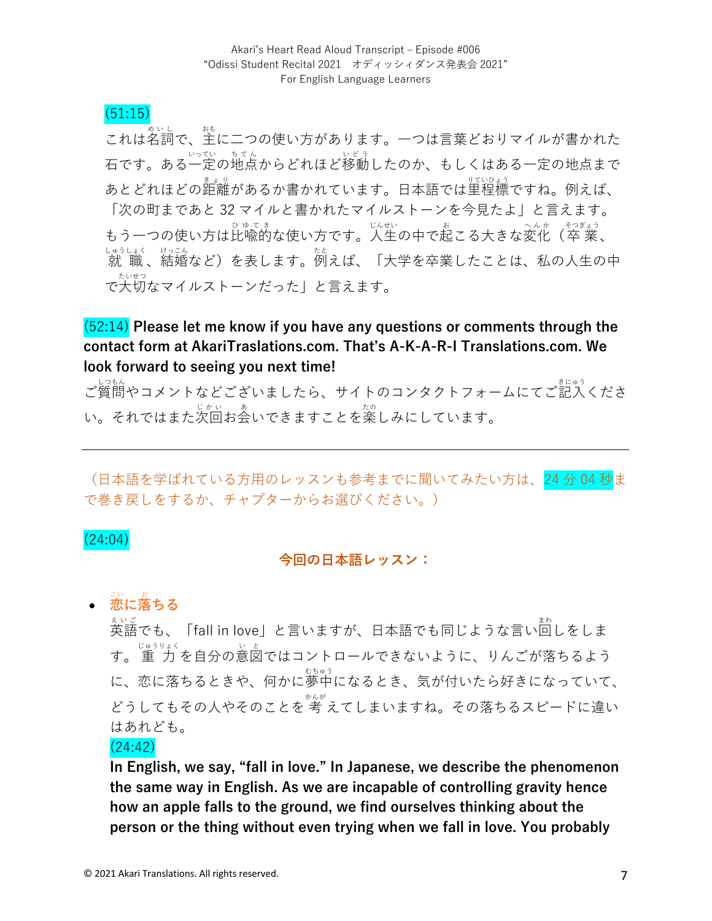(51:15)
これは名詞で、主に二つの使い方があります。一つは言葉どおりマイルが書かれた石です。ある一定の地点からどれほど移動したのか、もしくはある一定の地点まであとどれほどの距離があるか書かれています。日本語では里程標ですね。例えば、「次の町まであと 32 マイルと書かれたマイルストーンを今見たよ」と言えます。もう一つの使い方は比喩的な使い方です。人生の中で起こる大きな変化（卒業、就職、結婚など）を表します。例えば、「大学を卒業したことは、私の人生の中で大切なマイルストーンだった」と言えます。

**(52:14) Please let me know if you have any questions or comments through the contact form at AkariTraslations.com. That's A-K-A-R-I Translations.com. We look forward to seeing you next time!**

ご質問やコメントなどございましたら、サイトのコンタクトフォームにてご記入ください。それではまた次回お会いできますことを楽しみにしています。

---

（日本語を学ばれている方用のレッスンも参考までに聞いてみたい方は、24 分 04 秒まで巻き戻しをするか、チャプターからお選びください。）

(24:04)

**今回の日本語レッスン：**

- **恋に落ちる**

  英語でも、「fall in love」と言いますが、日本語でも同じような言い回しをします。重力を自分の意図ではコントロールできないように、りんごが落ちるように、恋に落ちるときや、何かに夢中になるとき、気が付いたら好きになっていて、どうしてもその人やそのことを考えてしまいますね。その落ちるスピードに違いはあれども。

  (24:42)

  **In English, we say, "fall in love." In Japanese, we describe the phenomenon the same way in English. As we are incapable of controlling gravity hence how an apple falls to the ground, we find ourselves thinking about the person or the thing without even trying when we fall in love. You probably**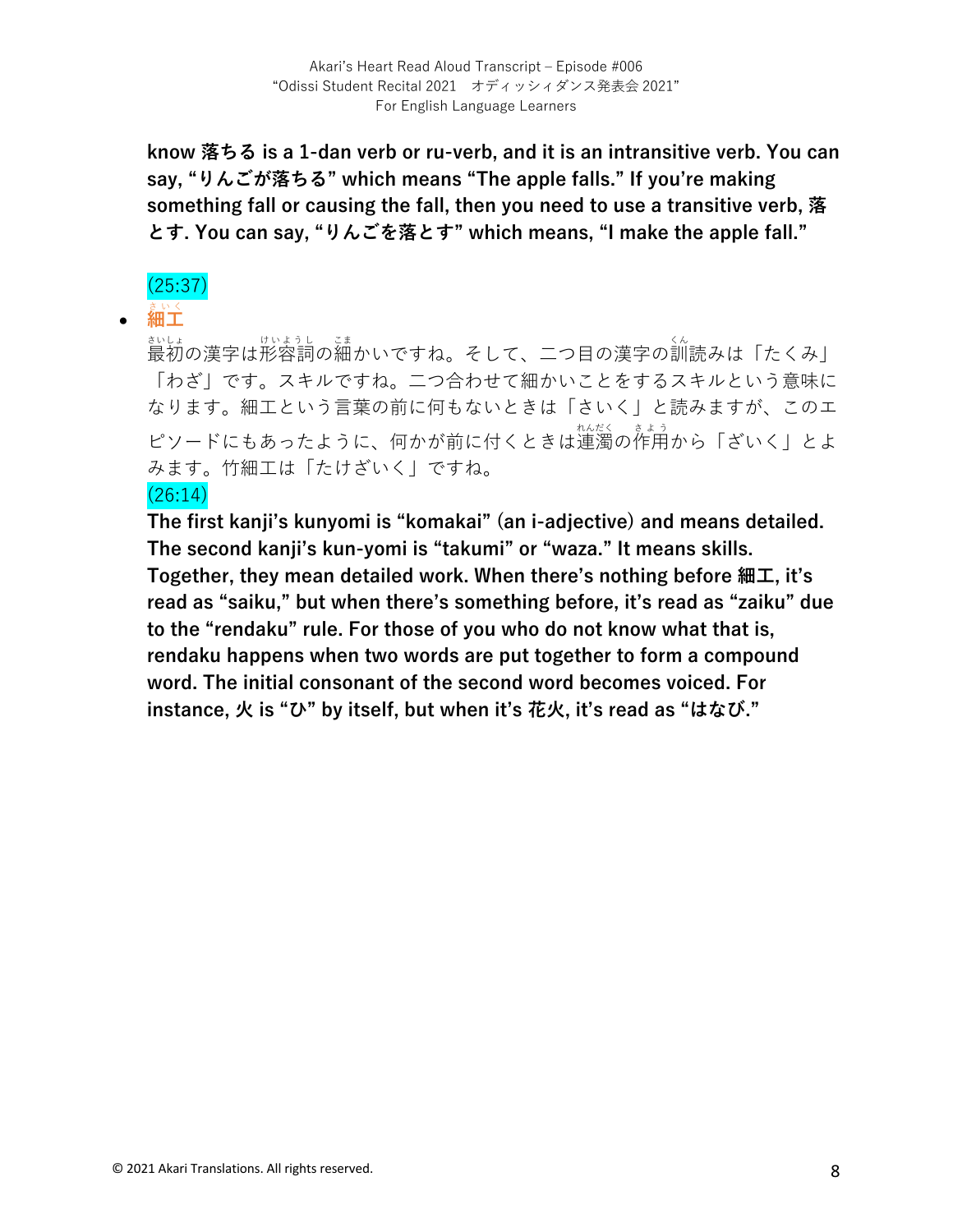**know 落ちる is a 1-dan verb or ru-verb, and it is an intransitive verb. You can say, "りんごが落ちる" which means "The apple falls." If you're making something fall or causing the fall, then you need to use a transitive verb, 落とす. You can say, "りんごを落とす" which means, "I make the apple fall."**

(25:37)

- 細工(さいく)

最初(さいしょ)の漢字は形容詞(けいようし)の細(こま)かいですね。そして、二つ目の漢字の訓(くん)読みは「たくみ」「わざ」です。スキルですね。二つ合わせて細かいことをするスキルという意味になります。細工という言葉の前に何もないときは「さいく」と読みますが、このエピソードにもあったように、何かが前に付くときは連濁(れんだく)の作用(さよう)から「ざいく」とよみます。竹細工は「たけざいく」ですね。

(26:14)

**The first kanji's kunyomi is "komakai" (an i-adjective) and means detailed. The second kanji's kun-yomi is "takumi" or "waza." It means skills. Together, they mean detailed work. When there's nothing before 細工, it's read as "saiku," but when there's something before, it's read as "zaiku" due to the "rendaku" rule. For those of you who do not know what that is, rendaku happens when two words are put together to form a compound word. The initial consonant of the second word becomes voiced. For instance, 火 is "ひ" by itself, but when it's 花火, it's read as "はなび."**

© 2021 Akari Translations. All rights reserved.